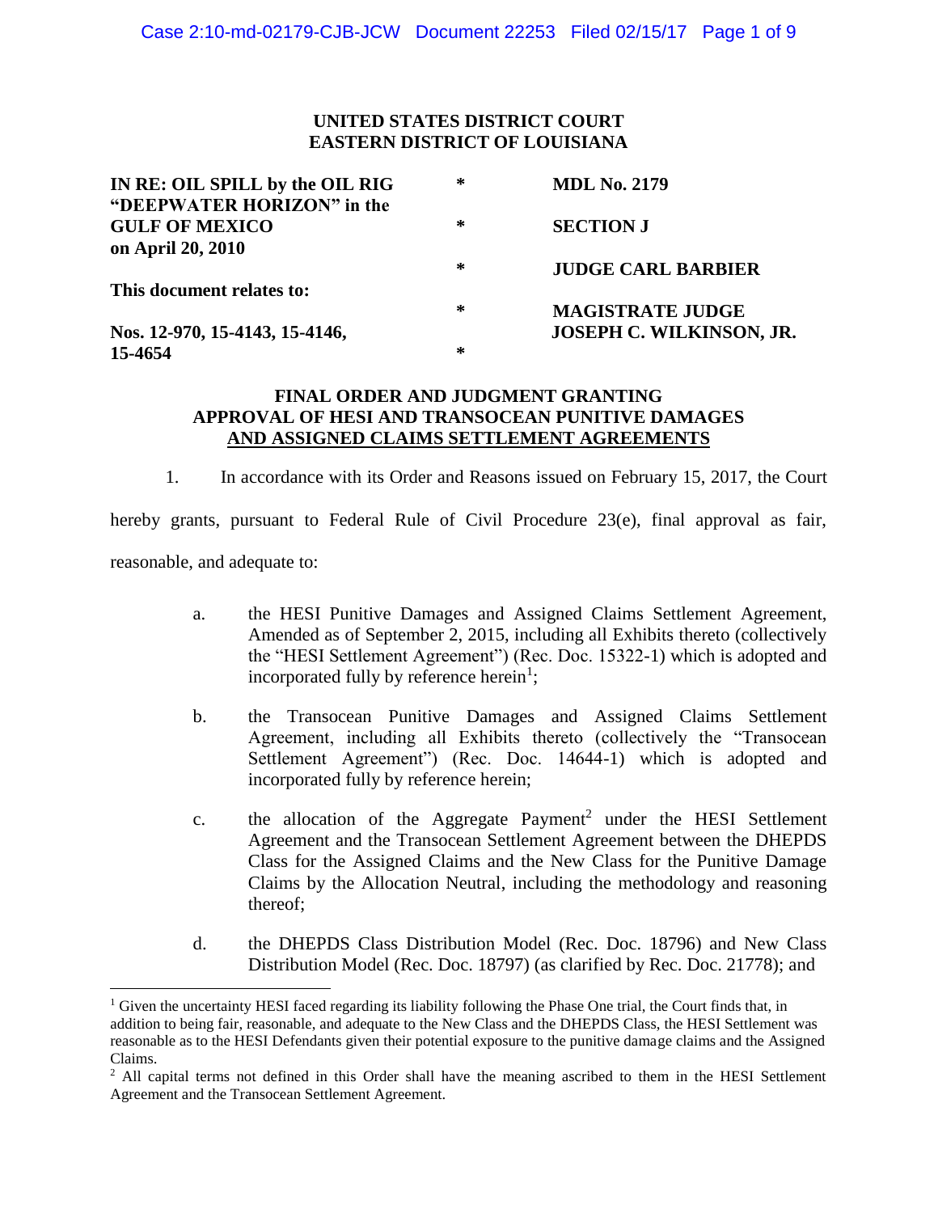**UNITED STATES DISTRICT COURT**
**EASTERN DISTRICT OF LOUISIANA**

| | | |
|---|---|---|
| **IN RE: OIL SPILL by the OIL RIG "DEEPWATER HORIZON" in the GULF OF MEXICO on April 20, 2010** | * | **MDL No. 2179** |
| | * | **SECTION J** |
| **This document relates to:** | * | **JUDGE CARL BARBIER** |
| **Nos. 12-970, 15-4143, 15-4146, 15-4654** | * | **MAGISTRATE JUDGE JOSEPH C. WILKINSON, JR.** |
| | * | |

## FINAL ORDER AND JUDGMENT GRANTING APPROVAL OF HESI AND TRANSOCEAN PUNITIVE DAMAGES AND ASSIGNED CLAIMS SETTLEMENT AGREEMENTS

1. In accordance with its Order and Reasons issued on February 15, 2017, the Court hereby grants, pursuant to Federal Rule of Civil Procedure 23(e), final approval as fair, reasonable, and adequate to:

   a. the HESI Punitive Damages and Assigned Claims Settlement Agreement, Amended as of September 2, 2015, including all Exhibits thereto (collectively the "HESI Settlement Agreement") (Rec. Doc. 15322-1) which is adopted and incorporated fully by reference herein[1];

   b. the Transocean Punitive Damages and Assigned Claims Settlement Agreement, including all Exhibits thereto (collectively the "Transocean Settlement Agreement") (Rec. Doc. 14644-1) which is adopted and incorporated fully by reference herein;

   c. the allocation of the Aggregate Payment[2] under the HESI Settlement Agreement and the Transocean Settlement Agreement between the DHEPDS Class for the Assigned Claims and the New Class for the Punitive Damage Claims by the Allocation Neutral, including the methodology and reasoning thereof;

   d. the DHEPDS Class Distribution Model (Rec. Doc. 18796) and New Class Distribution Model (Rec. Doc. 18797) (as clarified by Rec. Doc. 21778); and

[1] Given the uncertainty HESI faced regarding its liability following the Phase One trial, the Court finds that, in addition to being fair, reasonable, and adequate to the New Class and the DHEPDS Class, the HESI Settlement was reasonable as to the HESI Defendants given their potential exposure to the punitive damage claims and the Assigned Claims.

[2] All capital terms not defined in this Order shall have the meaning ascribed to them in the HESI Settlement Agreement and the Transocean Settlement Agreement.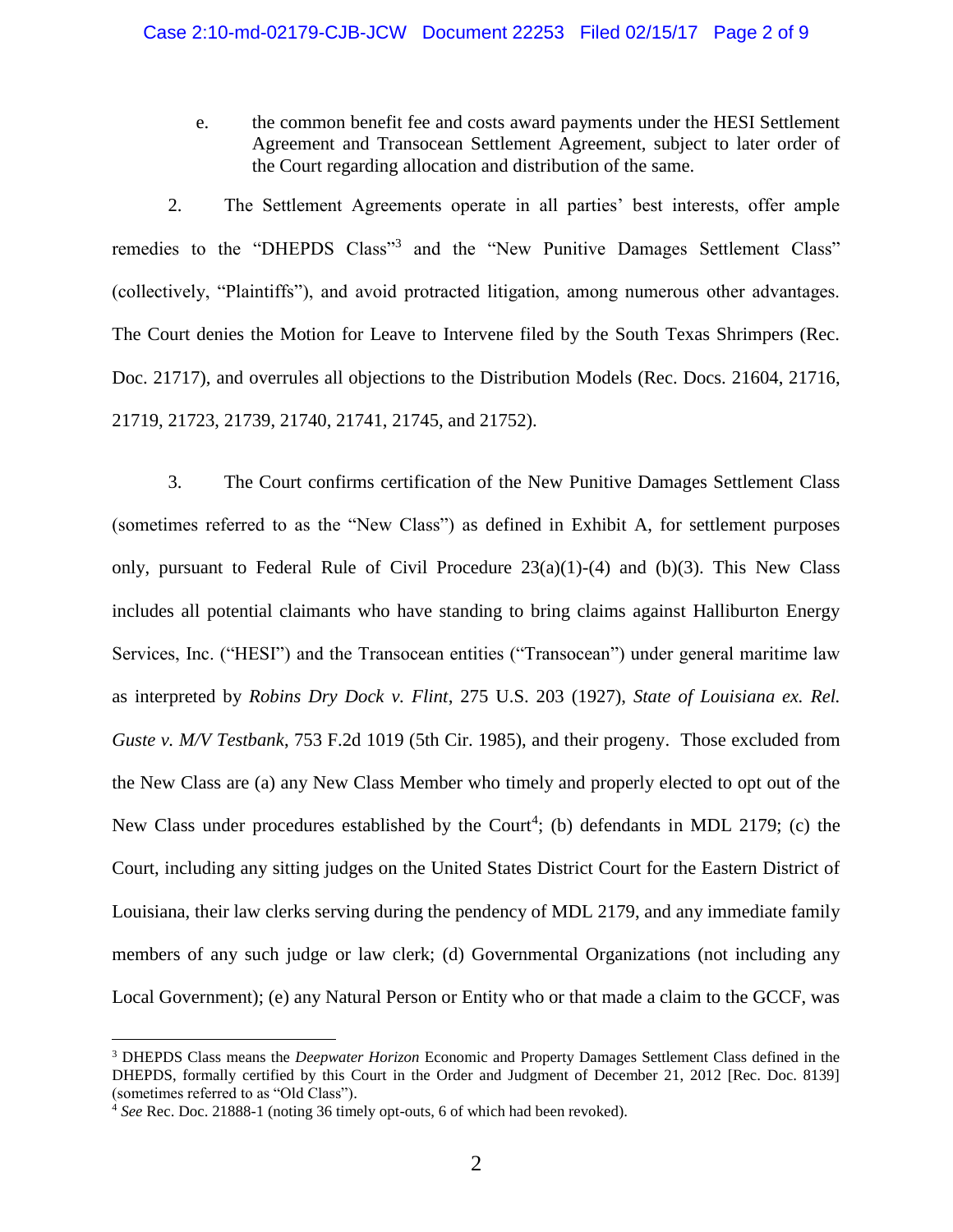e. the common benefit fee and costs award payments under the HESI Settlement Agreement and Transocean Settlement Agreement, subject to later order of the Court regarding allocation and distribution of the same.

2. The Settlement Agreements operate in all parties' best interests, offer ample remedies to the "DHEPDS Class"[3] and the "New Punitive Damages Settlement Class" (collectively, "Plaintiffs"), and avoid protracted litigation, among numerous other advantages. The Court denies the Motion for Leave to Intervene filed by the South Texas Shrimpers (Rec. Doc. 21717), and overrules all objections to the Distribution Models (Rec. Docs. 21604, 21716, 21719, 21723, 21739, 21740, 21741, 21745, and 21752).

3. The Court confirms certification of the New Punitive Damages Settlement Class (sometimes referred to as the "New Class") as defined in Exhibit A, for settlement purposes only, pursuant to Federal Rule of Civil Procedure 23(a)(1)-(4) and (b)(3). This New Class includes all potential claimants who have standing to bring claims against Halliburton Energy Services, Inc. ("HESI") and the Transocean entities ("Transocean") under general maritime law as interpreted by *Robins Dry Dock v. Flint*, 275 U.S. 203 (1927), *State of Louisiana ex. Rel. Guste v. M/V Testbank*, 753 F.2d 1019 (5th Cir. 1985), and their progeny. Those excluded from the New Class are (a) any New Class Member who timely and properly elected to opt out of the New Class under procedures established by the Court[4]; (b) defendants in MDL 2179; (c) the Court, including any sitting judges on the United States District Court for the Eastern District of Louisiana, their law clerks serving during the pendency of MDL 2179, and any immediate family members of any such judge or law clerk; (d) Governmental Organizations (not including any Local Government); (e) any Natural Person or Entity who or that made a claim to the GCCF, was

---

[3] DHEPDS Class means the *Deepwater Horizon* Economic and Property Damages Settlement Class defined in the DHEPDS, formally certified by this Court in the Order and Judgment of December 21, 2012 [Rec. Doc. 8139] (sometimes referred to as "Old Class").

[4] *See* Rec. Doc. 21888-1 (noting 36 timely opt-outs, 6 of which had been revoked).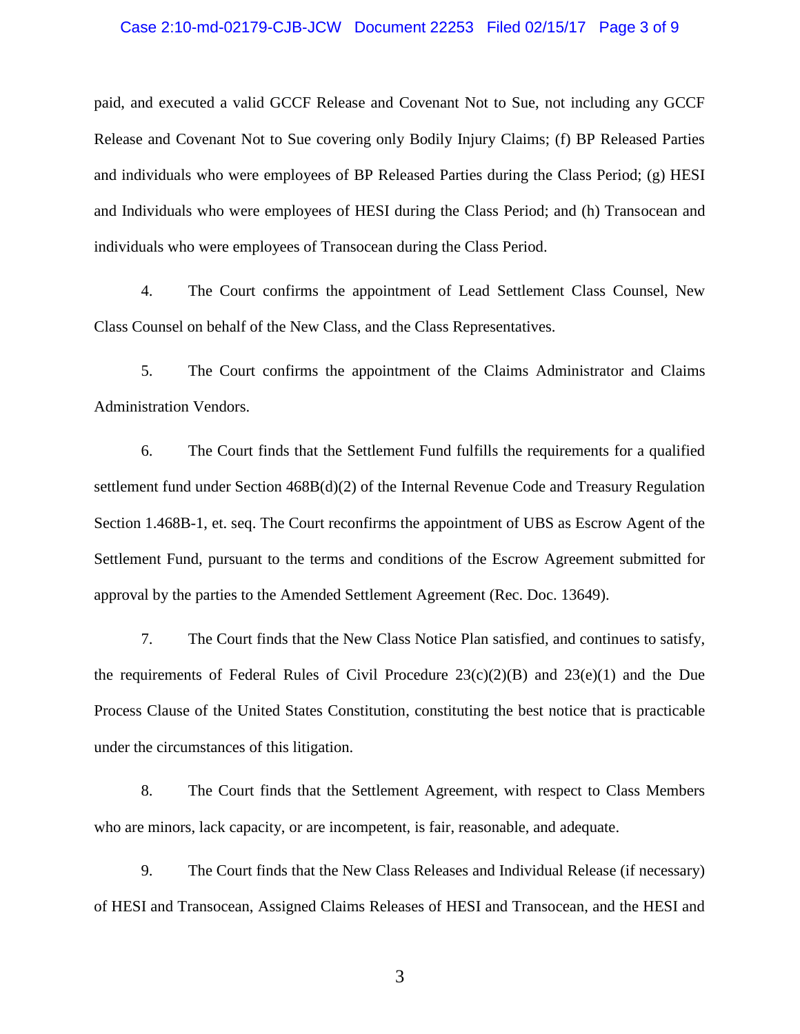paid, and executed a valid GCCF Release and Covenant Not to Sue, not including any GCCF Release and Covenant Not to Sue covering only Bodily Injury Claims; (f) BP Released Parties and individuals who were employees of BP Released Parties during the Class Period; (g) HESI and Individuals who were employees of HESI during the Class Period; and (h) Transocean and individuals who were employees of Transocean during the Class Period.

4. The Court confirms the appointment of Lead Settlement Class Counsel, New Class Counsel on behalf of the New Class, and the Class Representatives.

5. The Court confirms the appointment of the Claims Administrator and Claims Administration Vendors.

6. The Court finds that the Settlement Fund fulfills the requirements for a qualified settlement fund under Section 468B(d)(2) of the Internal Revenue Code and Treasury Regulation Section 1.468B-1, et. seq. The Court reconfirms the appointment of UBS as Escrow Agent of the Settlement Fund, pursuant to the terms and conditions of the Escrow Agreement submitted for approval by the parties to the Amended Settlement Agreement (Rec. Doc. 13649).

7. The Court finds that the New Class Notice Plan satisfied, and continues to satisfy, the requirements of Federal Rules of Civil Procedure 23(c)(2)(B) and 23(e)(1) and the Due Process Clause of the United States Constitution, constituting the best notice that is practicable under the circumstances of this litigation.

8. The Court finds that the Settlement Agreement, with respect to Class Members who are minors, lack capacity, or are incompetent, is fair, reasonable, and adequate.

9. The Court finds that the New Class Releases and Individual Release (if necessary) of HESI and Transocean, Assigned Claims Releases of HESI and Transocean, and the HESI and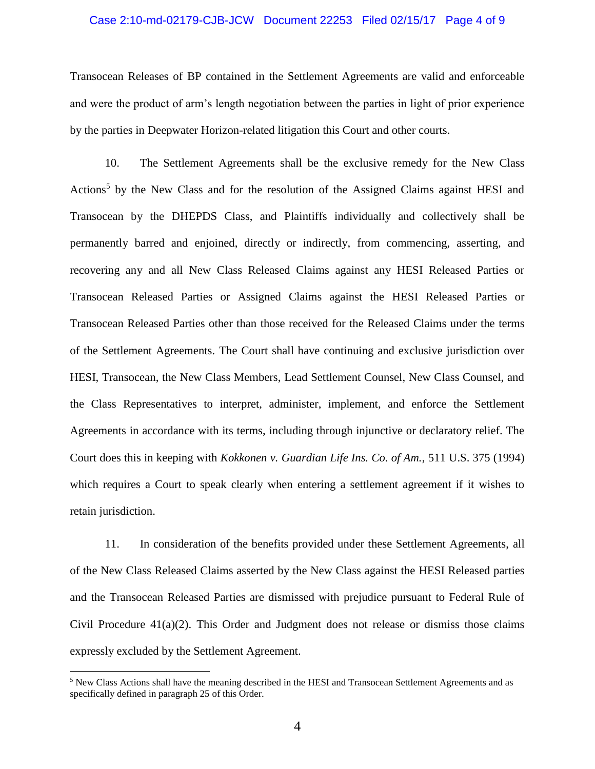Transocean Releases of BP contained in the Settlement Agreements are valid and enforceable and were the product of arm's length negotiation between the parties in light of prior experience by the parties in Deepwater Horizon-related litigation this Court and other courts.

10. The Settlement Agreements shall be the exclusive remedy for the New Class Actions[5] by the New Class and for the resolution of the Assigned Claims against HESI and Transocean by the DHEPDS Class, and Plaintiffs individually and collectively shall be permanently barred and enjoined, directly or indirectly, from commencing, asserting, and recovering any and all New Class Released Claims against any HESI Released Parties or Transocean Released Parties or Assigned Claims against the HESI Released Parties or Transocean Released Parties other than those received for the Released Claims under the terms of the Settlement Agreements. The Court shall have continuing and exclusive jurisdiction over HESI, Transocean, the New Class Members, Lead Settlement Counsel, New Class Counsel, and the Class Representatives to interpret, administer, implement, and enforce the Settlement Agreements in accordance with its terms, including through injunctive or declaratory relief. The Court does this in keeping with *Kokkonen v. Guardian Life Ins. Co. of Am.*, 511 U.S. 375 (1994) which requires a Court to speak clearly when entering a settlement agreement if it wishes to retain jurisdiction.

11. In consideration of the benefits provided under these Settlement Agreements, all of the New Class Released Claims asserted by the New Class against the HESI Released parties and the Transocean Released Parties are dismissed with prejudice pursuant to Federal Rule of Civil Procedure 41(a)(2). This Order and Judgment does not release or dismiss those claims expressly excluded by the Settlement Agreement.

---

[5] New Class Actions shall have the meaning described in the HESI and Transocean Settlement Agreements and as specifically defined in paragraph 25 of this Order.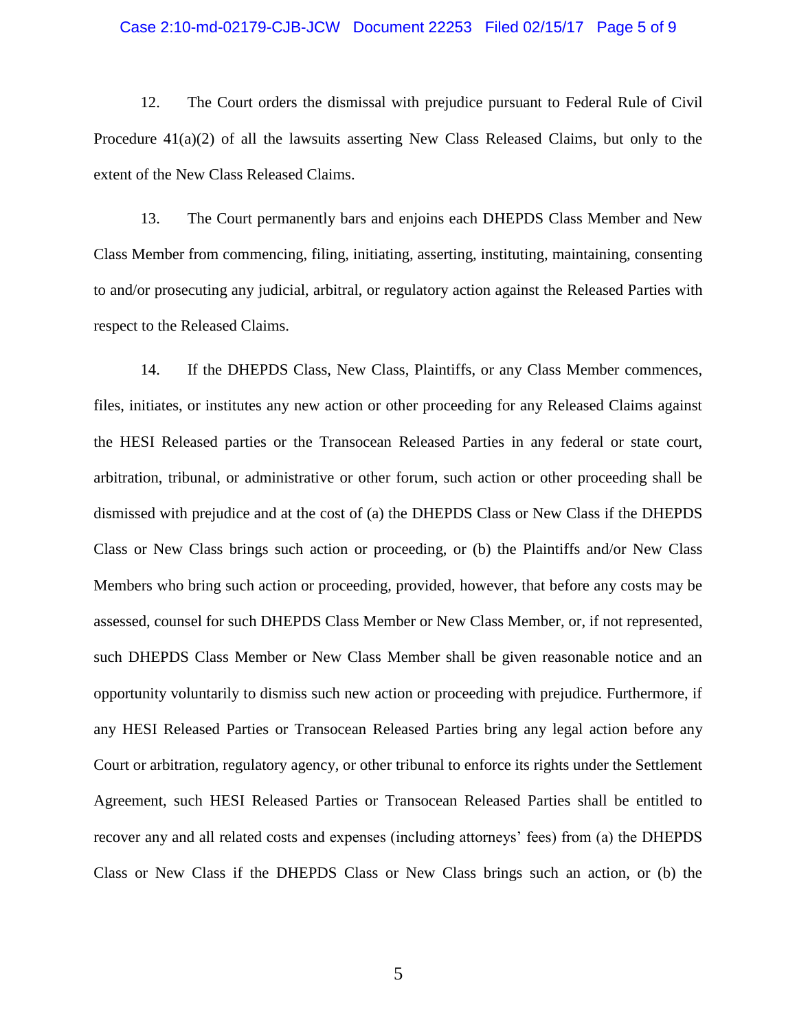12. The Court orders the dismissal with prejudice pursuant to Federal Rule of Civil Procedure 41(a)(2) of all the lawsuits asserting New Class Released Claims, but only to the extent of the New Class Released Claims.

13. The Court permanently bars and enjoins each DHEPDS Class Member and New Class Member from commencing, filing, initiating, asserting, instituting, maintaining, consenting to and/or prosecuting any judicial, arbitral, or regulatory action against the Released Parties with respect to the Released Claims.

14. If the DHEPDS Class, New Class, Plaintiffs, or any Class Member commences, files, initiates, or institutes any new action or other proceeding for any Released Claims against the HESI Released parties or the Transocean Released Parties in any federal or state court, arbitration, tribunal, or administrative or other forum, such action or other proceeding shall be dismissed with prejudice and at the cost of (a) the DHEPDS Class or New Class if the DHEPDS Class or New Class brings such action or proceeding, or (b) the Plaintiffs and/or New Class Members who bring such action or proceeding, provided, however, that before any costs may be assessed, counsel for such DHEPDS Class Member or New Class Member, or, if not represented, such DHEPDS Class Member or New Class Member shall be given reasonable notice and an opportunity voluntarily to dismiss such new action or proceeding with prejudice. Furthermore, if any HESI Released Parties or Transocean Released Parties bring any legal action before any Court or arbitration, regulatory agency, or other tribunal to enforce its rights under the Settlement Agreement, such HESI Released Parties or Transocean Released Parties shall be entitled to recover any and all related costs and expenses (including attorneys' fees) from (a) the DHEPDS Class or New Class if the DHEPDS Class or New Class brings such an action, or (b) the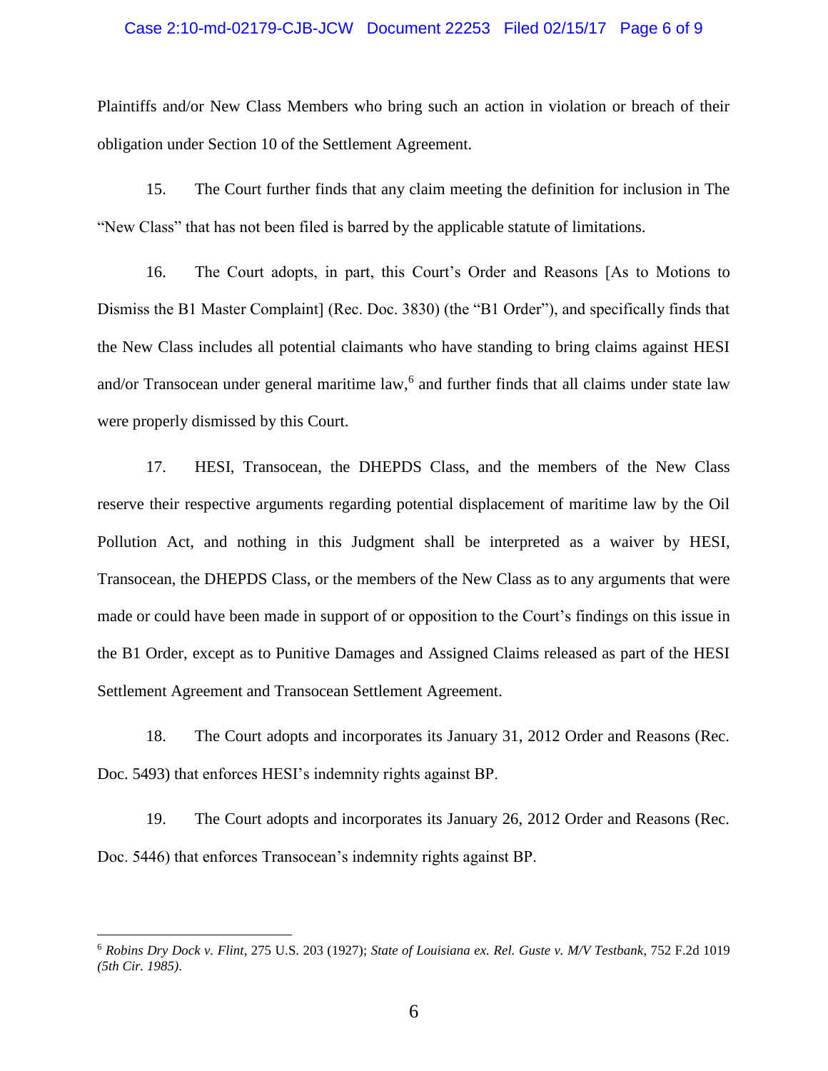Plaintiffs and/or New Class Members who bring such an action in violation or breach of their obligation under Section 10 of the Settlement Agreement.

15. The Court further finds that any claim meeting the definition for inclusion in The "New Class" that has not been filed is barred by the applicable statute of limitations.

16. The Court adopts, in part, this Court's Order and Reasons [As to Motions to Dismiss the B1 Master Complaint] (Rec. Doc. 3830) (the "B1 Order"), and specifically finds that the New Class includes all potential claimants who have standing to bring claims against HESI and/or Transocean under general maritime law,[6] and further finds that all claims under state law were properly dismissed by this Court.

17. HESI, Transocean, the DHEPDS Class, and the members of the New Class reserve their respective arguments regarding potential displacement of maritime law by the Oil Pollution Act, and nothing in this Judgment shall be interpreted as a waiver by HESI, Transocean, the DHEPDS Class, or the members of the New Class as to any arguments that were made or could have been made in support of or opposition to the Court's findings on this issue in the B1 Order, except as to Punitive Damages and Assigned Claims released as part of the HESI Settlement Agreement and Transocean Settlement Agreement.

18. The Court adopts and incorporates its January 31, 2012 Order and Reasons (Rec. Doc. 5493) that enforces HESI's indemnity rights against BP.

19. The Court adopts and incorporates its January 26, 2012 Order and Reasons (Rec. Doc. 5446) that enforces Transocean's indemnity rights against BP.

---

[6] *Robins Dry Dock v. Flint*, 275 U.S. 203 (1927); *State of Louisiana ex. Rel. Guste v. M/V Testbank*, 752 F.2d 1019 *(5th Cir. 1985)*.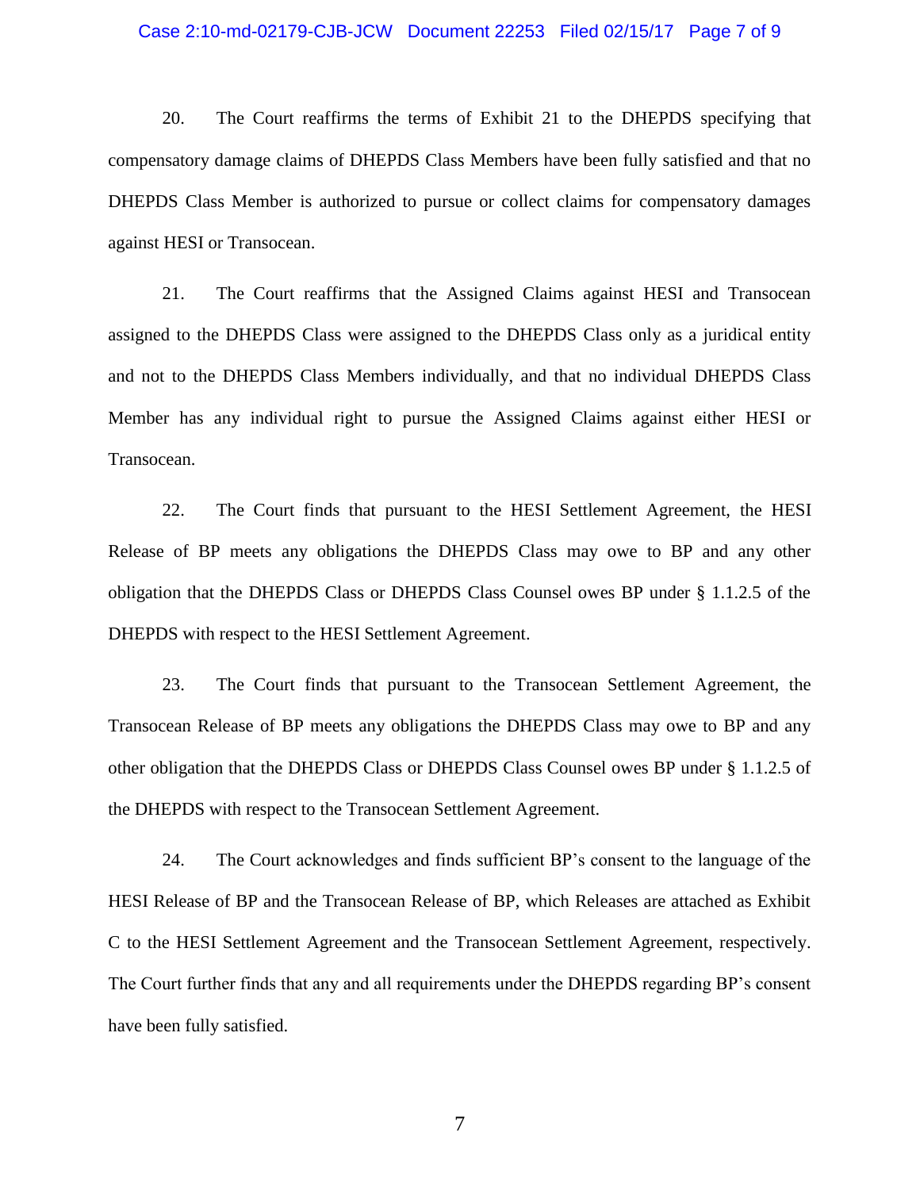20. The Court reaffirms the terms of Exhibit 21 to the DHEPDS specifying that compensatory damage claims of DHEPDS Class Members have been fully satisfied and that no DHEPDS Class Member is authorized to pursue or collect claims for compensatory damages against HESI or Transocean.

21. The Court reaffirms that the Assigned Claims against HESI and Transocean assigned to the DHEPDS Class were assigned to the DHEPDS Class only as a juridical entity and not to the DHEPDS Class Members individually, and that no individual DHEPDS Class Member has any individual right to pursue the Assigned Claims against either HESI or Transocean.

22. The Court finds that pursuant to the HESI Settlement Agreement, the HESI Release of BP meets any obligations the DHEPDS Class may owe to BP and any other obligation that the DHEPDS Class or DHEPDS Class Counsel owes BP under § 1.1.2.5 of the DHEPDS with respect to the HESI Settlement Agreement.

23. The Court finds that pursuant to the Transocean Settlement Agreement, the Transocean Release of BP meets any obligations the DHEPDS Class may owe to BP and any other obligation that the DHEPDS Class or DHEPDS Class Counsel owes BP under § 1.1.2.5 of the DHEPDS with respect to the Transocean Settlement Agreement.

24. The Court acknowledges and finds sufficient BP's consent to the language of the HESI Release of BP and the Transocean Release of BP, which Releases are attached as Exhibit C to the HESI Settlement Agreement and the Transocean Settlement Agreement, respectively. The Court further finds that any and all requirements under the DHEPDS regarding BP's consent have been fully satisfied.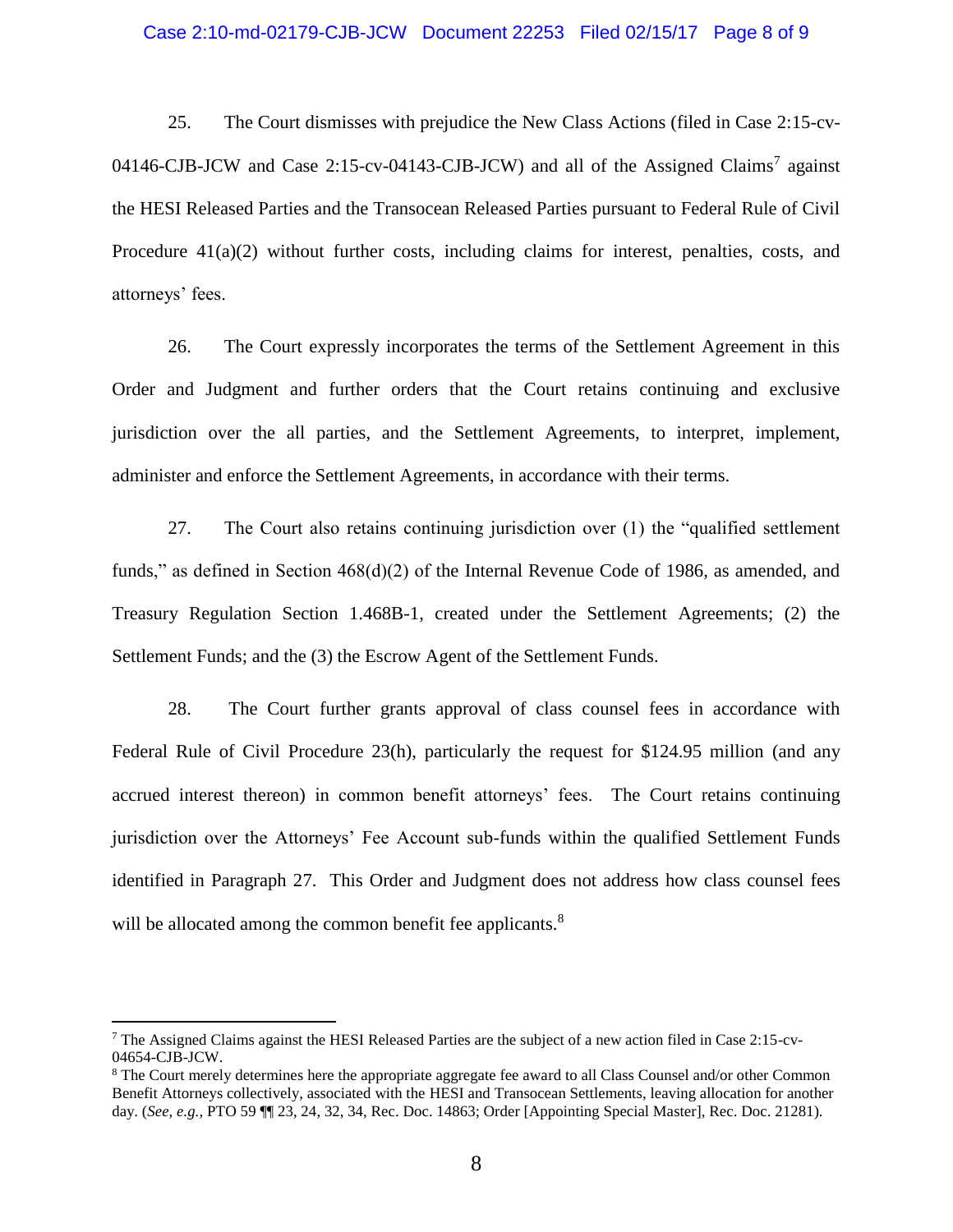25. The Court dismisses with prejudice the New Class Actions (filed in Case 2:15-cv-04146-CJB-JCW and Case 2:15-cv-04143-CJB-JCW) and all of the Assigned Claims[7] against the HESI Released Parties and the Transocean Released Parties pursuant to Federal Rule of Civil Procedure 41(a)(2) without further costs, including claims for interest, penalties, costs, and attorneys' fees.

26. The Court expressly incorporates the terms of the Settlement Agreement in this Order and Judgment and further orders that the Court retains continuing and exclusive jurisdiction over the all parties, and the Settlement Agreements, to interpret, implement, administer and enforce the Settlement Agreements, in accordance with their terms.

27. The Court also retains continuing jurisdiction over (1) the "qualified settlement funds," as defined in Section 468(d)(2) of the Internal Revenue Code of 1986, as amended, and Treasury Regulation Section 1.468B-1, created under the Settlement Agreements; (2) the Settlement Funds; and the (3) the Escrow Agent of the Settlement Funds.

28. The Court further grants approval of class counsel fees in accordance with Federal Rule of Civil Procedure 23(h), particularly the request for $124.95 million (and any accrued interest thereon) in common benefit attorneys' fees. The Court retains continuing jurisdiction over the Attorneys' Fee Account sub-funds within the qualified Settlement Funds identified in Paragraph 27. This Order and Judgment does not address how class counsel fees will be allocated among the common benefit fee applicants.[8]

---

[7] The Assigned Claims against the HESI Released Parties are the subject of a new action filed in Case 2:15-cv-04654-CJB-JCW.

[8] The Court merely determines here the appropriate aggregate fee award to all Class Counsel and/or other Common Benefit Attorneys collectively, associated with the HESI and Transocean Settlements, leaving allocation for another day. (*See, e.g.,* PTO 59 ¶¶ 23, 24, 32, 34, Rec. Doc. 14863; Order [Appointing Special Master], Rec. Doc. 21281).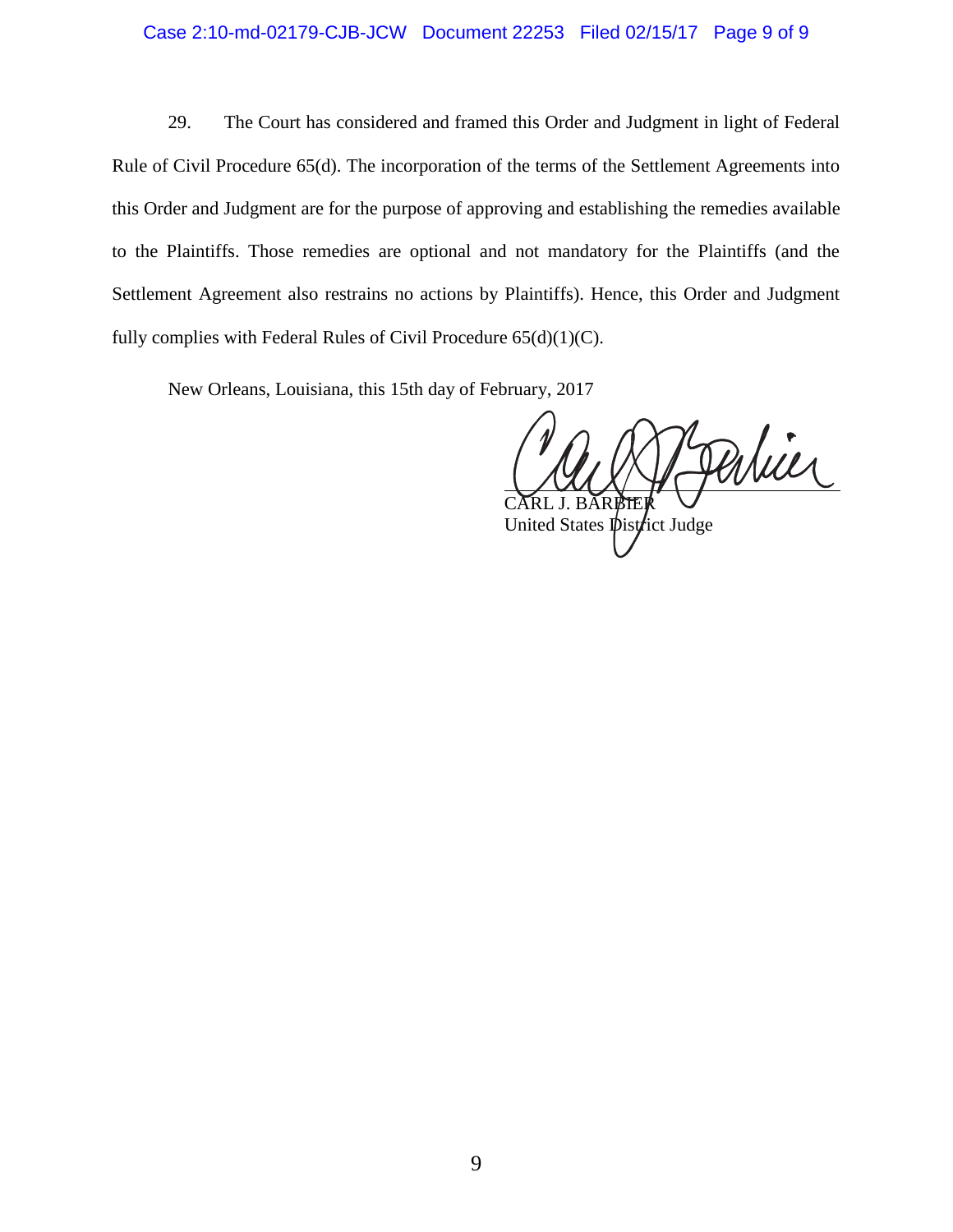29. The Court has considered and framed this Order and Judgment in light of Federal Rule of Civil Procedure 65(d). The incorporation of the terms of the Settlement Agreements into this Order and Judgment are for the purpose of approving and establishing the remedies available to the Plaintiffs. Those remedies are optional and not mandatory for the Plaintiffs (and the Settlement Agreement also restrains no actions by Plaintiffs). Hence, this Order and Judgment fully complies with Federal Rules of Civil Procedure 65(d)(1)(C).

New Orleans, Louisiana, this 15th day of February, 2017

CARL J. BARBIER
United States District Judge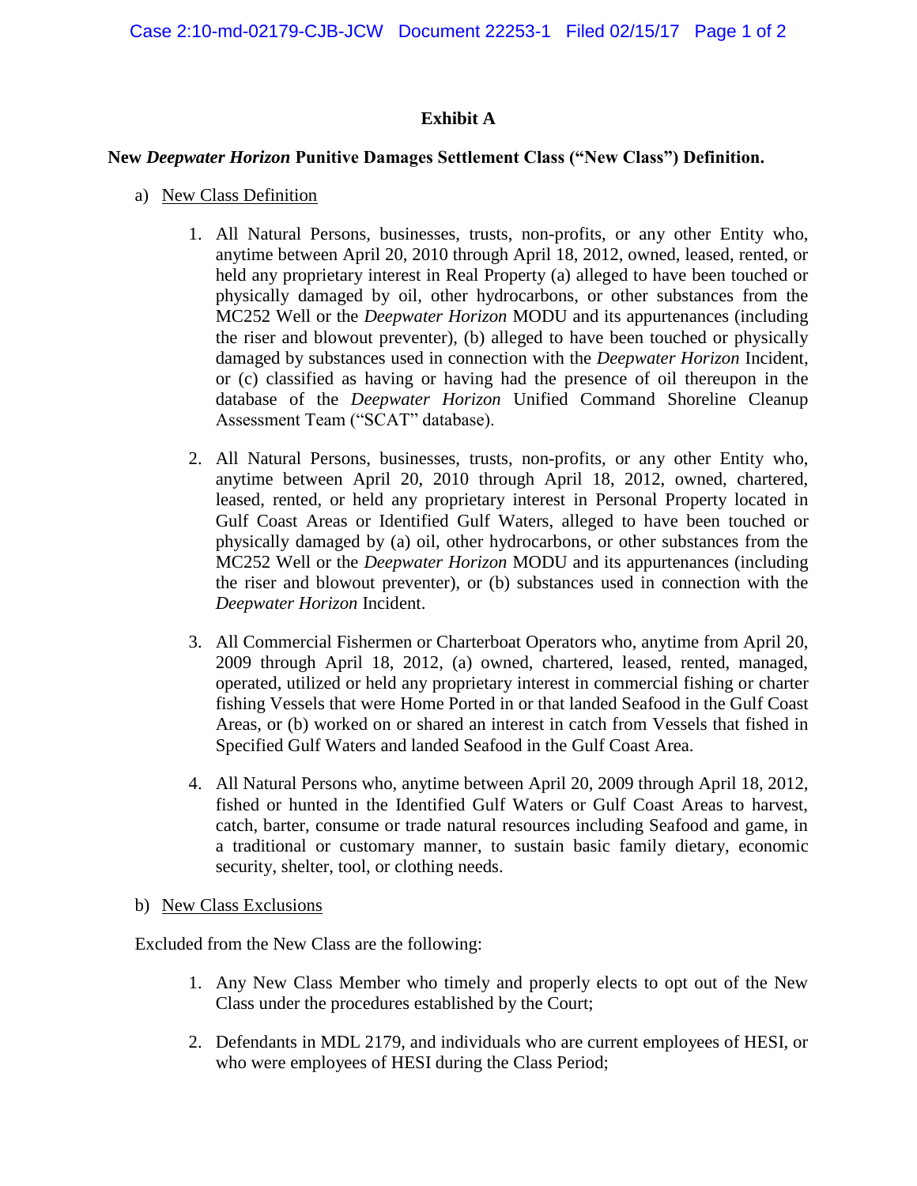# Exhibit A

## New *Deepwater Horizon* Punitive Damages Settlement Class ("New Class") Definition.

a) New Class Definition

1. All Natural Persons, businesses, trusts, non-profits, or any other Entity who, anytime between April 20, 2010 through April 18, 2012, owned, leased, rented, or held any proprietary interest in Real Property (a) alleged to have been touched or physically damaged by oil, other hydrocarbons, or other substances from the MC252 Well or the *Deepwater Horizon* MODU and its appurtenances (including the riser and blowout preventer), (b) alleged to have been touched or physically damaged by substances used in connection with the *Deepwater Horizon* Incident, or (c) classified as having or having had the presence of oil thereupon in the database of the *Deepwater Horizon* Unified Command Shoreline Cleanup Assessment Team ("SCAT" database).

2. All Natural Persons, businesses, trusts, non-profits, or any other Entity who, anytime between April 20, 2010 through April 18, 2012, owned, chartered, leased, rented, or held any proprietary interest in Personal Property located in Gulf Coast Areas or Identified Gulf Waters, alleged to have been touched or physically damaged by (a) oil, other hydrocarbons, or other substances from the MC252 Well or the *Deepwater Horizon* MODU and its appurtenances (including the riser and blowout preventer), or (b) substances used in connection with the *Deepwater Horizon* Incident.

3. All Commercial Fishermen or Charterboat Operators who, anytime from April 20, 2009 through April 18, 2012, (a) owned, chartered, leased, rented, managed, operated, utilized or held any proprietary interest in commercial fishing or charter fishing Vessels that were Home Ported in or that landed Seafood in the Gulf Coast Areas, or (b) worked on or shared an interest in catch from Vessels that fished in Specified Gulf Waters and landed Seafood in the Gulf Coast Area.

4. All Natural Persons who, anytime between April 20, 2009 through April 18, 2012, fished or hunted in the Identified Gulf Waters or Gulf Coast Areas to harvest, catch, barter, consume or trade natural resources including Seafood and game, in a traditional or customary manner, to sustain basic family dietary, economic security, shelter, tool, or clothing needs.

b) New Class Exclusions

Excluded from the New Class are the following:

1. Any New Class Member who timely and properly elects to opt out of the New Class under the procedures established by the Court;

2. Defendants in MDL 2179, and individuals who are current employees of HESI, or who were employees of HESI during the Class Period;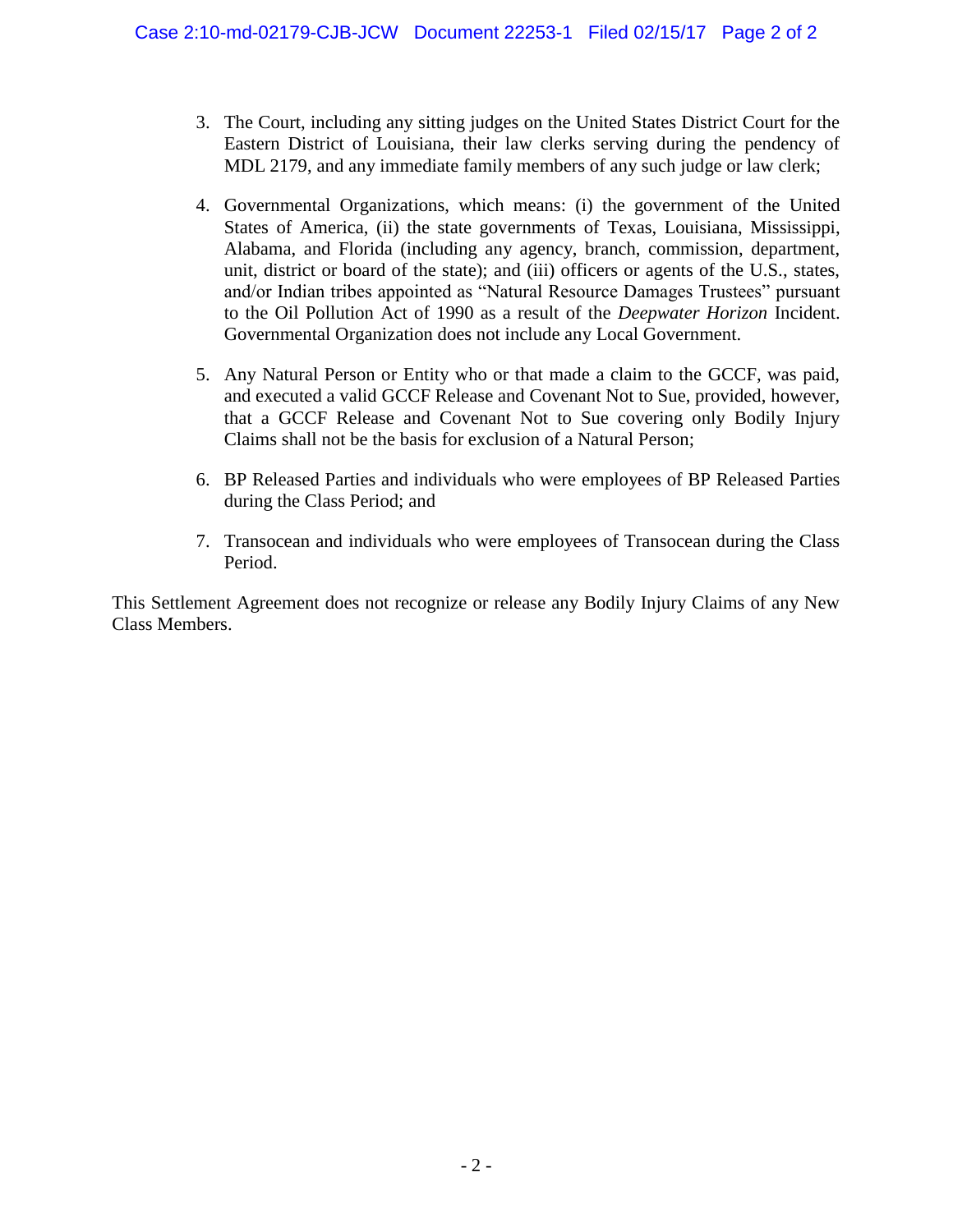3. The Court, including any sitting judges on the United States District Court for the Eastern District of Louisiana, their law clerks serving during the pendency of MDL 2179, and any immediate family members of any such judge or law clerk;

4. Governmental Organizations, which means: (i) the government of the United States of America, (ii) the state governments of Texas, Louisiana, Mississippi, Alabama, and Florida (including any agency, branch, commission, department, unit, district or board of the state); and (iii) officers or agents of the U.S., states, and/or Indian tribes appointed as "Natural Resource Damages Trustees" pursuant to the Oil Pollution Act of 1990 as a result of the *Deepwater Horizon* Incident. Governmental Organization does not include any Local Government.

5. Any Natural Person or Entity who or that made a claim to the GCCF, was paid, and executed a valid GCCF Release and Covenant Not to Sue, provided, however, that a GCCF Release and Covenant Not to Sue covering only Bodily Injury Claims shall not be the basis for exclusion of a Natural Person;

6. BP Released Parties and individuals who were employees of BP Released Parties during the Class Period; and

7. Transocean and individuals who were employees of Transocean during the Class Period.

This Settlement Agreement does not recognize or release any Bodily Injury Claims of any New Class Members.